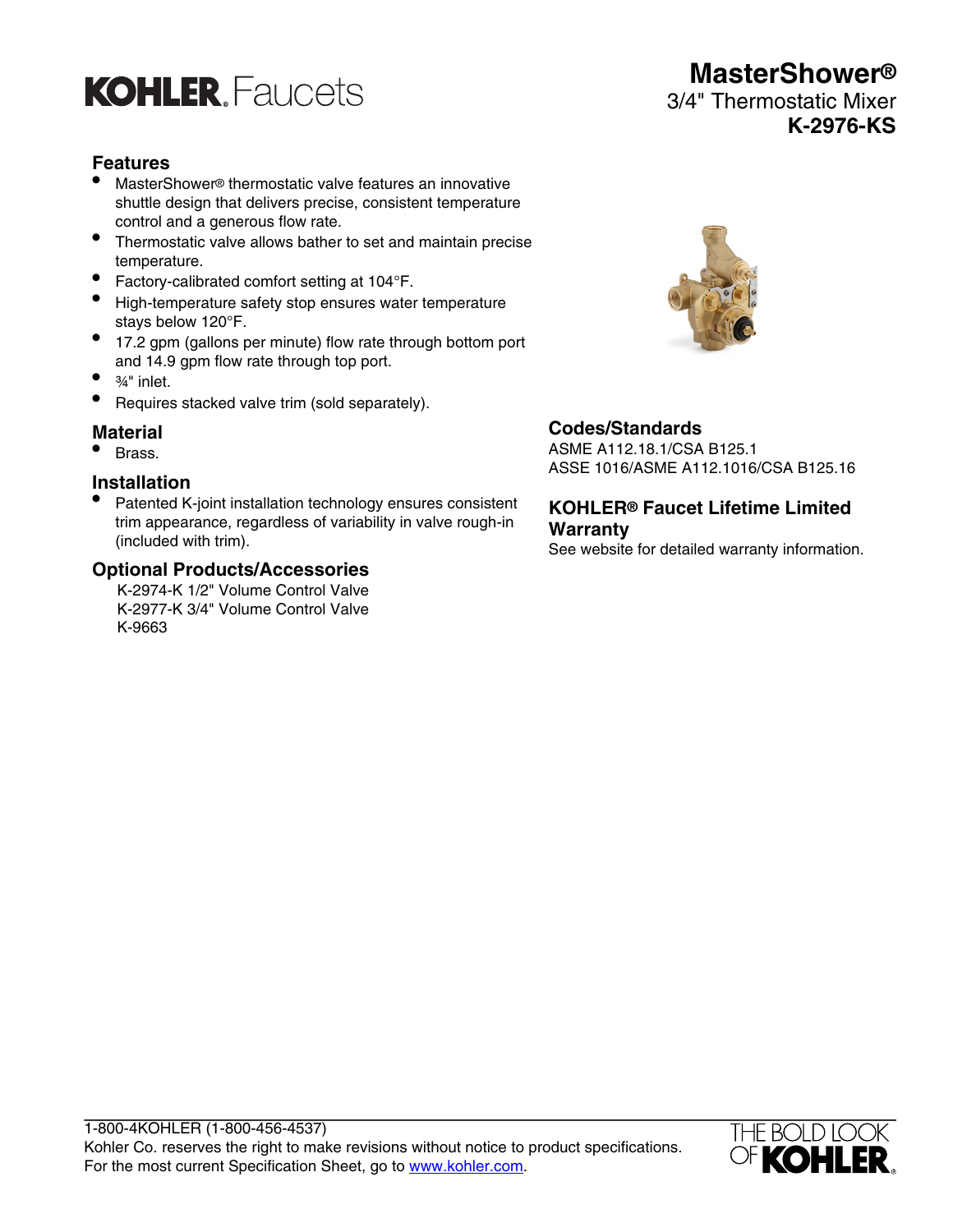# KOHLER. Faucets

## MasterShower®
3/4" Thermostatic Mixer
**K-2976-KS**

### Features

- MasterShower® thermostatic valve features an innovative shuttle design that delivers precise, consistent temperature control and a generous flow rate.
- Thermostatic valve allows bather to set and maintain precise temperature.
- Factory-calibrated comfort setting at 104°F.
- High-temperature safety stop ensures water temperature stays below 120°F.
- 17.2 gpm (gallons per minute) flow rate through bottom port and 14.9 gpm flow rate through top port.
- ¾" inlet.
- Requires stacked valve trim (sold separately).

### Material

- Brass.

### Installation

- Patented K-joint installation technology ensures consistent trim appearance, regardless of variability in valve rough-in (included with trim).

### Optional Products/Accessories

K-2974-K 1/2" Volume Control Valve
K-2977-K 3/4" Volume Control Valve
K-9663

### Codes/Standards

ASME A112.18.1/CSA B125.1
ASSE 1016/ASME A112.1016/CSA B125.16

### KOHLER® Faucet Lifetime Limited Warranty

See website for detailed warranty information.

1-800-4KOHLER (1-800-456-4537)
Kohler Co. reserves the right to make revisions without notice to product specifications.
For the most current Specification Sheet, go to www.kohler.com.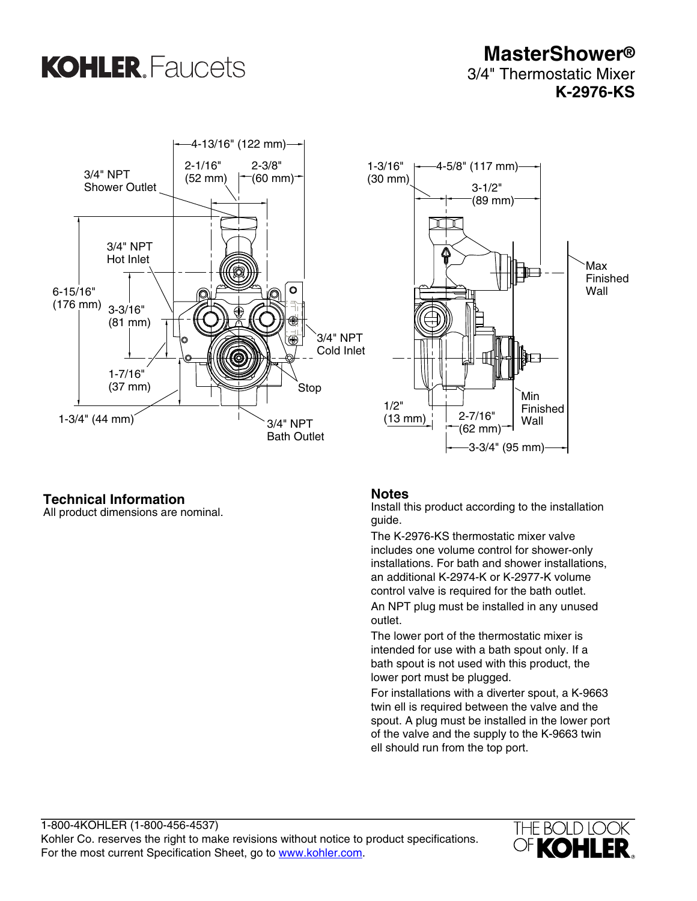# KOHLER. Faucets

## MasterShower®

3/4" Thermostatic Mixer

**K-2976-KS**

4-13/16" (122 mm)

2-1/16" (52 mm)

2-3/8" (60 mm)

3/4" NPT Shower Outlet

3/4" NPT Hot Inlet

6-15/16" (176 mm)

3-3/16" (81 mm)

1-7/16" (37 mm)

1-3/4" (44 mm)

3/4" NPT Cold Inlet

Stop

3/4" NPT Bath Outlet

1-3/16" (30 mm)

4-5/8" (117 mm)

3-1/2" (89 mm)

Max Finished Wall

Min Finished Wall

1/2" (13 mm)

2-7/16" (62 mm)

3-3/4" (95 mm)

## Technical Information

All product dimensions are nominal.

## Notes

Install this product according to the installation guide.

The K-2976-KS thermostatic mixer valve includes one volume control for shower-only installations. For bath and shower installations, an additional K-2974-K or K-2977-K volume control valve is required for the bath outlet.

An NPT plug must be installed in any unused outlet.

The lower port of the thermostatic mixer is intended for use with a bath spout only. If a bath spout is not used with this product, the lower port must be plugged.

For installations with a diverter spout, a K-9663 twin ell is required between the valve and the spout. A plug must be installed in the lower port of the valve and the supply to the K-9663 twin ell should run from the top port.

1-800-4KOHLER (1-800-456-4537)

Kohler Co. reserves the right to make revisions without notice to product specifications.

For the most current Specification Sheet, go to www.kohler.com.

THE BOLD LOOK OF KOHLER.